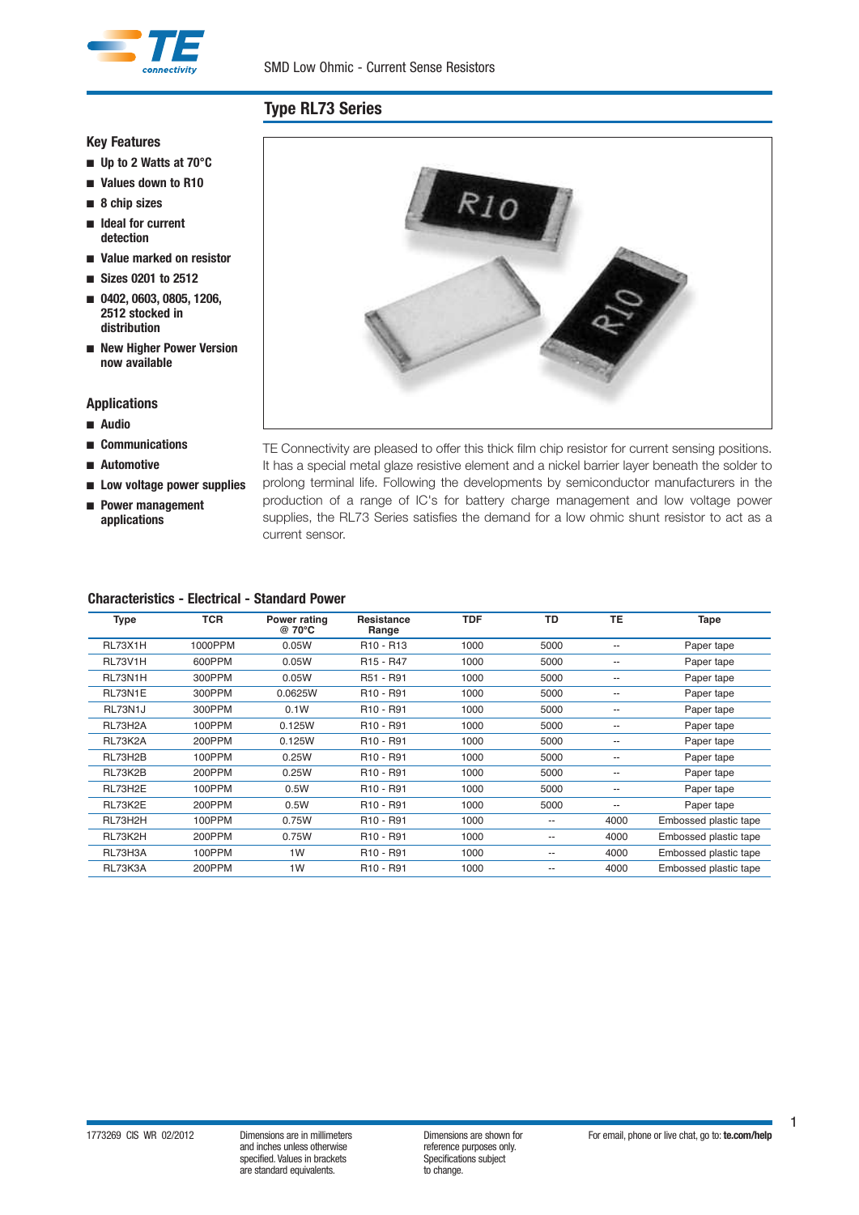SMD Low Ohmic - Current Sense Resistors

## Type RL73 Series

### Key Features

- Up to 2 Watts at 70°C
- Values down to R10
- 8 chip sizes
- Ideal for current detection
- Value marked on resistor
- Sizes 0201 to 2512
- 0402, 0603, 0805, 1206, 2512 stocked in distribution
- New Higher Power Version now available

### Applications

- Audio
- Communications
- Automotive
- Low voltage power supplies
- Power management applications

TE Connectivity are pleased to offer this thick film chip resistor for current sensing positions. It has a special metal glaze resistive element and a nickel barrier layer beneath the solder to prolong terminal life. Following the developments by semiconductor manufacturers in the production of a range of IC's for battery charge management and low voltage power supplies, the RL73 Series satisfies the demand for a low ohmic shunt resistor to act as a current sensor.

### Characteristics - Electrical - Standard Power

| Type | TCR | Power rating @ 70°C | Resistance Range | TDF | TD | TE | Tape |
|---|---|---|---|---|---|---|---|
| RL73X1H | 1000PPM | 0.05W | R10 - R13 | 1000 | 5000 | -- | Paper tape |
| RL73V1H | 600PPM | 0.05W | R15 - R47 | 1000 | 5000 | -- | Paper tape |
| RL73N1H | 300PPM | 0.05W | R51 - R91 | 1000 | 5000 | -- | Paper tape |
| RL73N1E | 300PPM | 0.0625W | R10 - R91 | 1000 | 5000 | -- | Paper tape |
| RL73N1J | 300PPM | 0.1W | R10 - R91 | 1000 | 5000 | -- | Paper tape |
| RL73H2A | 100PPM | 0.125W | R10 - R91 | 1000 | 5000 | -- | Paper tape |
| RL73K2A | 200PPM | 0.125W | R10 - R91 | 1000 | 5000 | -- | Paper tape |
| RL73H2B | 100PPM | 0.25W | R10 - R91 | 1000 | 5000 | -- | Paper tape |
| RL73K2B | 200PPM | 0.25W | R10 - R91 | 1000 | 5000 | -- | Paper tape |
| RL73H2E | 100PPM | 0.5W | R10 - R91 | 1000 | 5000 | -- | Paper tape |
| RL73K2E | 200PPM | 0.5W | R10 - R91 | 1000 | 5000 | -- | Paper tape |
| RL73H2H | 100PPM | 0.75W | R10 - R91 | 1000 | -- | 4000 | Embossed plastic tape |
| RL73K2H | 200PPM | 0.75W | R10 - R91 | 1000 | -- | 4000 | Embossed plastic tape |
| RL73H3A | 100PPM | 1W | R10 - R91 | 1000 | -- | 4000 | Embossed plastic tape |
| RL73K3A | 200PPM | 1W | R10 - R91 | 1000 | -- | 4000 | Embossed plastic tape |

1773269 CIS WR 02/2012

Dimensions are in millimeters and inches unless otherwise specified. Values in brackets are standard equivalents.

Dimensions are shown for reference purposes only. Specifications subject to change.

For email, phone or live chat, go to: **te.com/help**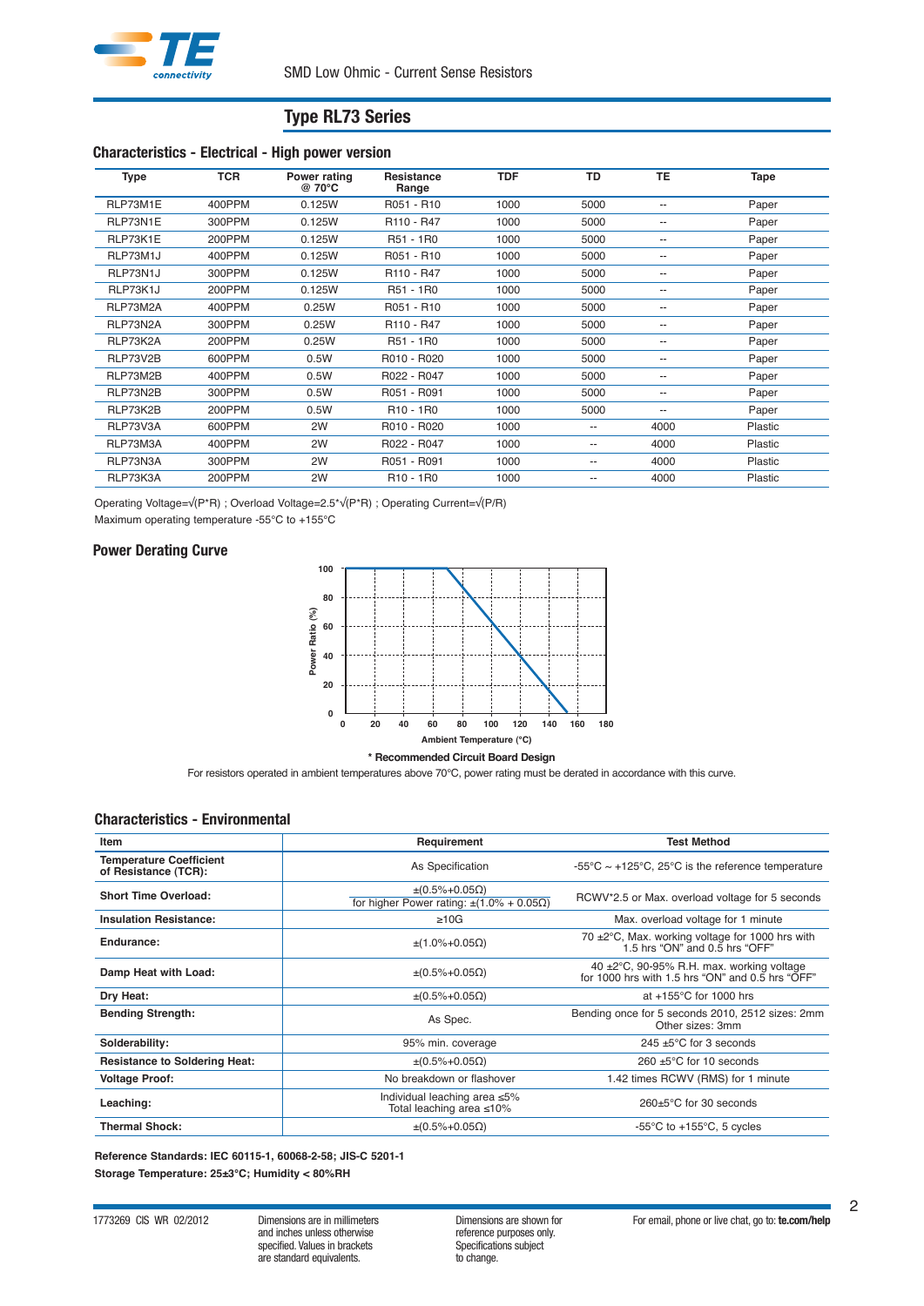## Type RL73 Series

### Characteristics - Electrical - High power version

| Type | TCR | Power rating @ 70°C | Resistance Range | TDF | TD | TE | Tape |
|---|---|---|---|---|---|---|---|
| RLP73M1E | 400PPM | 0.125W | R051 - R10 | 1000 | 5000 | -- | Paper |
| RLP73N1E | 300PPM | 0.125W | R110 - R47 | 1000 | 5000 | -- | Paper |
| RLP73K1E | 200PPM | 0.125W | R51 - 1R0 | 1000 | 5000 | -- | Paper |
| RLP73M1J | 400PPM | 0.125W | R051 - R10 | 1000 | 5000 | -- | Paper |
| RLP73N1J | 300PPM | 0.125W | R110 - R47 | 1000 | 5000 | -- | Paper |
| RLP73K1J | 200PPM | 0.125W | R51 - 1R0 | 1000 | 5000 | -- | Paper |
| RLP73M2A | 400PPM | 0.25W | R051 - R10 | 1000 | 5000 | -- | Paper |
| RLP73N2A | 300PPM | 0.25W | R110 - R47 | 1000 | 5000 | -- | Paper |
| RLP73K2A | 200PPM | 0.25W | R51 - 1R0 | 1000 | 5000 | -- | Paper |
| RLP73V2B | 600PPM | 0.5W | R010 - R020 | 1000 | 5000 | -- | Paper |
| RLP73M2B | 400PPM | 0.5W | R022 - R047 | 1000 | 5000 | -- | Paper |
| RLP73N2B | 300PPM | 0.5W | R051 - R091 | 1000 | 5000 | -- | Paper |
| RLP73K2B | 200PPM | 0.5W | R10 - 1R0 | 1000 | 5000 | -- | Paper |
| RLP73V3A | 600PPM | 2W | R010 - R020 | 1000 | -- | 4000 | Plastic |
| RLP73M3A | 400PPM | 2W | R022 - R047 | 1000 | -- | 4000 | Plastic |
| RLP73N3A | 300PPM | 2W | R051 - R091 | 1000 | -- | 4000 | Plastic |
| RLP73K3A | 200PPM | 2W | R10 - 1R0 | 1000 | -- | 4000 | Plastic |

Operating Voltage=√(P*R) ; Overload Voltage=2.5*√(P*R) ; Operating Current=√(P/R)
Maximum operating temperature -55°C to +155°C

### Power Derating Curve

\* Recommended Circuit Board Design

For resistors operated in ambient temperatures above 70°C, power rating must be derated in accordance with this curve.

### Characteristics - Environmental

| Item | Requirement | Test Method |
|---|---|---|
| **Temperature Coefficient of Resistance (TCR):** | As Specification | -55°C ~ +125°C, 25°C is the reference temperature |
| **Short Time Overload:** | ±(0.5%+0.05Ω)<br>for higher Power rating: ±(1.0% + 0.05Ω) | RCWV*2.5 or Max. overload voltage for 5 seconds |
| **Insulation Resistance:** | ≥10G | Max. overload voltage for 1 minute |
| **Endurance:** | ±(1.0%+0.05Ω) | 70 ±2°C, Max. working voltage for 1000 hrs with 1.5 hrs "ON" and 0.5 hrs "OFF" |
| **Damp Heat with Load:** | ±(0.5%+0.05Ω) | 40 ±2°C, 90-95% R.H. max. working voltage for 1000 hrs with 1.5 hrs "ON" and 0.5 hrs "OFF" |
| **Dry Heat:** | ±(0.5%+0.05Ω) | at +155°C for 1000 hrs |
| **Bending Strength:** | As Spec. | Bending once for 5 seconds 2010, 2512 sizes: 2mm<br>Other sizes: 3mm |
| **Solderability:** | 95% min. coverage | 245 ±5°C for 3 seconds |
| **Resistance to Soldering Heat:** | ±(0.5%+0.05Ω) | 260 ±5°C for 10 seconds |
| **Voltage Proof:** | No breakdown or flashover | 1.42 times RCWV (RMS) for 1 minute |
| **Leaching:** | Individual leaching area ≤5%<br>Total leaching area ≤10% | 260±5°C for 30 seconds |
| **Thermal Shock:** | ±(0.5%+0.05Ω) | -55°C to +155°C, 5 cycles |

**Reference Standards: IEC 60115-1, 60068-2-58; JIS-C 5201-1**

**Storage Temperature: 25±3°C; Humidity < 80%RH**

1773269 CIS WR 02/2012

Dimensions are in millimeters and inches unless otherwise specified. Values in brackets are standard equivalents.

Dimensions are shown for reference purposes only. Specifications subject to change.

For email, phone or live chat, go to: **te.com/help**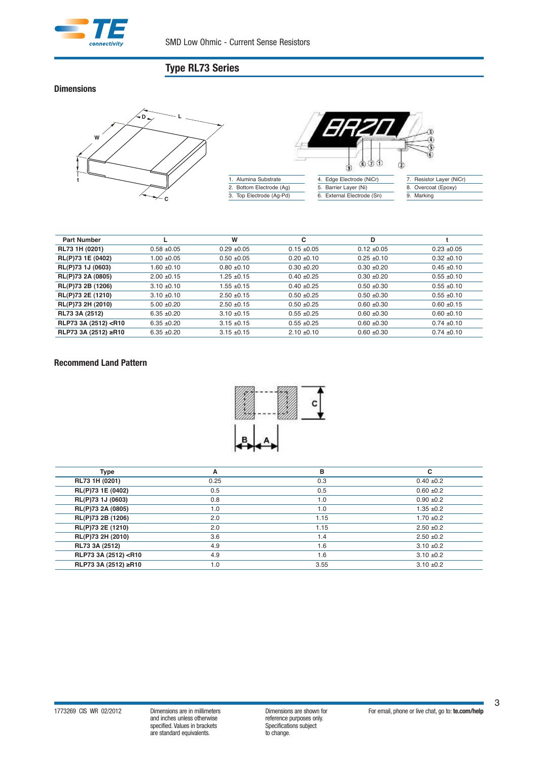## Type RL73 Series

### Dimensions

1. Alumina Substrate
2. Bottom Electrode (Ag)
3. Top Electrode (Ag-Pd)
4. Edge Electrode (NiCr)
5. Barrier Layer (Ni)
6. External Electrode (Sn)
7. Resistor Layer (NiCr)
8. Overcoat (Epoxy)
9. Marking

| Part Number | L | W | C | D | t |
|---|---|---|---|---|---|
| RL73 1H (0201) | 0.58 ±0.05 | 0.29 ±0.05 | 0.15 ±0.05 | 0.12 ±0.05 | 0.23 ±0.05 |
| RL(P)73 1E (0402) | 1.00 ±0.05 | 0.50 ±0.05 | 0.20 ±0.10 | 0.25 ±0.10 | 0.32 ±0.10 |
| RL(P)73 1J (0603) | 1.60 ±0.10 | 0.80 ±0.10 | 0.30 ±0.20 | 0.30 ±0.20 | 0.45 ±0.10 |
| RL(P)73 2A (0805) | 2.00 ±0.15 | 1.25 ±0.15 | 0.40 ±0.25 | 0.30 ±0.20 | 0.55 ±0.10 |
| RL(P)73 2B (1206) | 3.10 ±0.10 | 1.55 ±0.15 | 0.40 ±0.25 | 0.50 ±0.30 | 0.55 ±0.10 |
| RL(P)73 2E (1210) | 3.10 ±0.10 | 2.50 ±0.15 | 0.50 ±0.25 | 0.50 ±0.30 | 0.55 ±0.10 |
| RL(P)73 2H (2010) | 5.00 ±0.20 | 2.50 ±0.15 | 0.50 ±0.25 | 0.60 ±0.30 | 0.60 ±0.15 |
| RL73 3A (2512) | 6.35 ±0.20 | 3.10 ±0.15 | 0.55 ±0.25 | 0.60 ±0.30 | 0.60 ±0.10 |
| RLP73 3A (2512) <R10 | 6.35 ±0.20 | 3.15 ±0.15 | 0.55 ±0.25 | 0.60 ±0.30 | 0.74 ±0.10 |
| RLP73 3A (2512) ≥R10 | 6.35 ±0.20 | 3.15 ±0.15 | 2.10 ±0.10 | 0.60 ±0.30 | 0.74 ±0.10 |

### Recommend Land Pattern

| Type | A | B | C |
|---|---|---|---|
| RL73 1H (0201) | 0.25 | 0.3 | 0.40 ±0.2 |
| RL(P)73 1E (0402) | 0.5 | 0.5 | 0.60 ±0.2 |
| RL(P)73 1J (0603) | 0.8 | 1.0 | 0.90 ±0.2 |
| RL(P)73 2A (0805) | 1.0 | 1.0 | 1.35 ±0.2 |
| RL(P)73 2B (1206) | 2.0 | 1.15 | 1.70 ±0.2 |
| RL(P)73 2E (1210) | 2.0 | 1.15 | 2.50 ±0.2 |
| RL(P)73 2H (2010) | 3.6 | 1.4 | 2.50 ±0.2 |
| RL73 3A (2512) | 4.9 | 1.6 | 3.10 ±0.2 |
| RLP73 3A (2512) <R10 | 4.9 | 1.6 | 3.10 ±0.2 |
| RLP73 3A (2512) ≥R10 | 1.0 | 3.55 | 3.10 ±0.2 |

1773269 CIS WR 02/2012

Dimensions are in millimeters and inches unless otherwise specified. Values in brackets are standard equivalents.

Dimensions are shown for reference purposes only. Specifications subject to change.

For email, phone or live chat, go to: **te.com/help**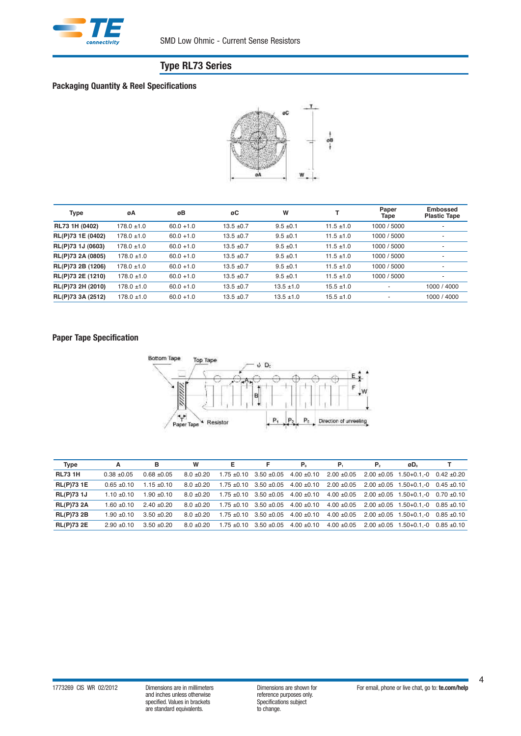## Type RL73 Series

### Packaging Quantity & Reel Specifications

| Type | øA | øB | øC | W | T | Paper Tape | Embossed Plastic Tape |
|---|---|---|---|---|---|---|---|
| RL73 1H (0402) | 178.0 ±1.0 | 60.0 +1.0 | 13.5 ±0.7 | 9.5 ±0.1 | 11.5 ±1.0 | 1000 / 5000 | - |
| RL(P)73 1E (0402) | 178.0 ±1.0 | 60.0 +1.0 | 13.5 ±0.7 | 9.5 ±0.1 | 11.5 ±1.0 | 1000 / 5000 | - |
| RL(P)73 1J (0603) | 178.0 ±1.0 | 60.0 +1.0 | 13.5 ±0.7 | 9.5 ±0.1 | 11.5 ±1.0 | 1000 / 5000 | - |
| RL(P)73 2A (0805) | 178.0 ±1.0 | 60.0 +1.0 | 13.5 ±0.7 | 9.5 ±0.1 | 11.5 ±1.0 | 1000 / 5000 | - |
| RL(P)73 2B (1206) | 178.0 ±1.0 | 60.0 +1.0 | 13.5 ±0.7 | 9.5 ±0.1 | 11.5 ±1.0 | 1000 / 5000 | - |
| RL(P)73 2E (1210) | 178.0 ±1.0 | 60.0 +1.0 | 13.5 ±0.7 | 9.5 ±0.1 | 11.5 ±1.0 | 1000 / 5000 | - |
| RL(P)73 2H (2010) | 178.0 ±1.0 | 60.0 +1.0 | 13.5 ±0.7 | 13.5 ±1.0 | 15.5 ±1.0 | - | 1000 / 4000 |
| RL(P)73 3A (2512) | 178.0 ±1.0 | 60.0 +1.0 | 13.5 ±0.7 | 13.5 ±1.0 | 15.5 ±1.0 | - | 1000 / 4000 |

### Paper Tape Specification

| Type | A | B | W | E | F | $P_0$ | $P_1$ | $P_2$ | $øD_0$ | T |
|---|---|---|---|---|---|---|---|---|---|---|
| RL73 1H | 0.38 ±0.05 | 0.68 ±0.05 | 8.0 ±0.20 | 1.75 ±0.10 | 3.50 ±0.05 | 4.00 ±0.10 | 2.00 ±0.05 | 2.00 ±0.05 | 1.50+0.1,-0 | 0.42 ±0.20 |
| RL(P)73 1E | 0.65 ±0.10 | 1.15 ±0.10 | 8.0 ±0.20 | 1.75 ±0.10 | 3.50 ±0.05 | 4.00 ±0.10 | 2.00 ±0.05 | 2.00 ±0.05 | 1.50+0.1,-0 | 0.45 ±0.10 |
| RL(P)73 1J | 1.10 ±0.10 | 1.90 ±0.10 | 8.0 ±0.20 | 1.75 ±0.10 | 3.50 ±0.05 | 4.00 ±0.10 | 4.00 ±0.05 | 2.00 ±0.05 | 1.50+0.1,-0 | 0.70 ±0.10 |
| RL(P)73 2A | 1.60 ±0.10 | 2.40 ±0.20 | 8.0 ±0.20 | 1.75 ±0.10 | 3.50 ±0.05 | 4.00 ±0.10 | 4.00 ±0.05 | 2.00 ±0.05 | 1.50+0.1,-0 | 0.85 ±0.10 |
| RL(P)73 2B | 1.90 ±0.10 | 3.50 ±0.20 | 8.0 ±0.20 | 1.75 ±0.10 | 3.50 ±0.05 | 4.00 ±0.10 | 4.00 ±0.05 | 2.00 ±0.05 | 1.50+0.1,-0 | 0.85 ±0.10 |
| RL(P)73 2E | 2.90 ±0.10 | 3.50 ±0.20 | 8.0 ±0.20 | 1.75 ±0.10 | 3.50 ±0.05 | 4.00 ±0.10 | 4.00 ±0.05 | 2.00 ±0.05 | 1.50+0.1,-0 | 0.85 ±0.10 |

1773269 CIS WR 02/2012

Dimensions are in millimeters and inches unless otherwise specified. Values in brackets are standard equivalents.

Dimensions are shown for reference purposes only. Specifications subject to change.

For email, phone or live chat, go to: **te.com/help**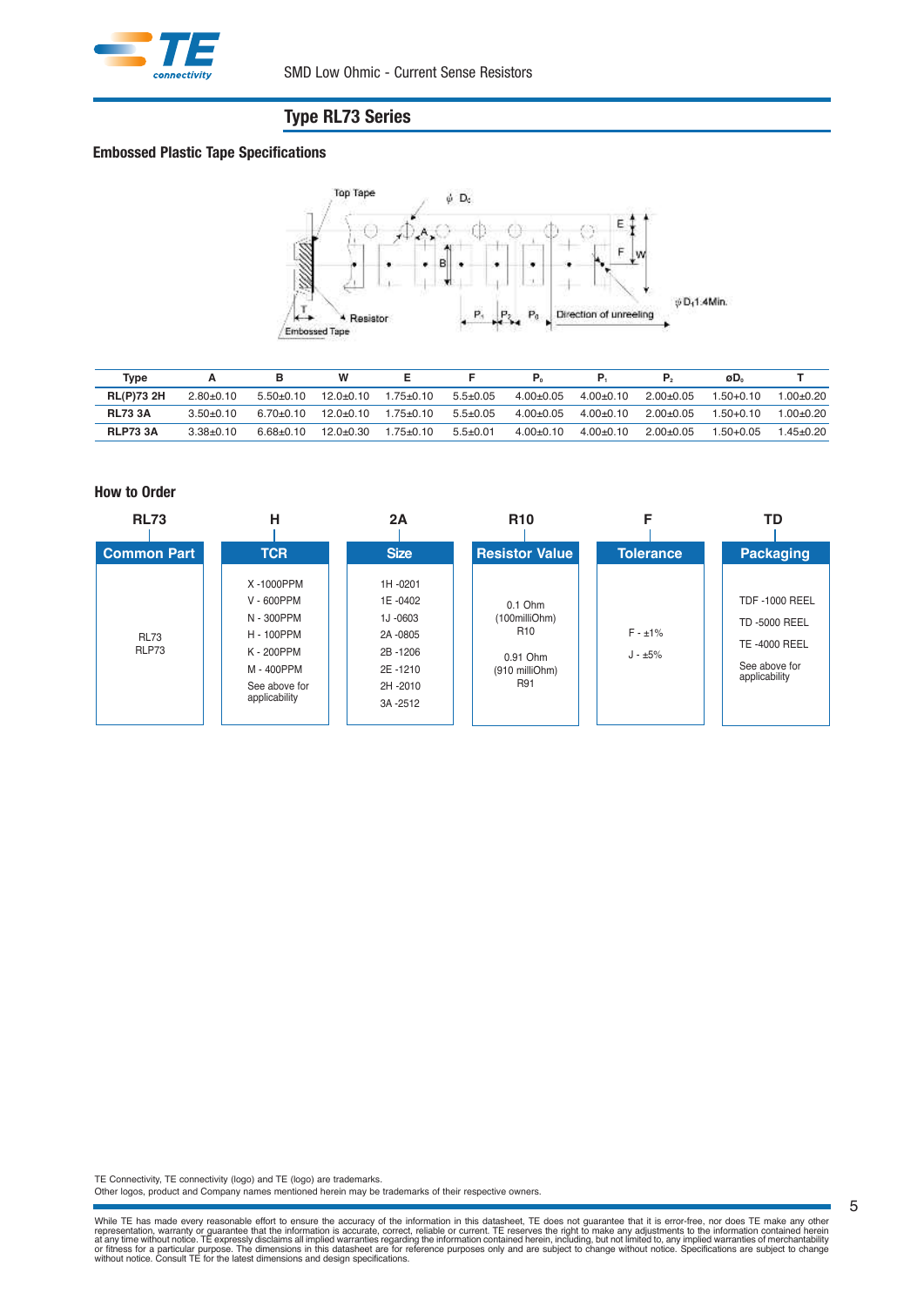SMD Low Ohmic - Current Sense Resistors

## Type RL73 Series

### Embossed Plastic Tape Specifications

Top Tape
$\phi$ $D_0$
A
B
E
F
W
T
Resistor
Embossed Tape
$P_1$ $P_2$ $P_0$
Direction of unreeling
$\phi D_1$ 1.4Min.

| Type | A | B | W | E | F | $P_0$ | $P_1$ | $P_2$ | ø$D_0$ | T |
|---|---|---|---|---|---|---|---|---|---|---|
| RL(P)73 2H | 2.80±0.10 | 5.50±0.10 | 12.0±0.10 | 1.75±0.10 | 5.5±0.05 | 4.00±0.05 | 4.00±0.10 | 2.00±0.05 | 1.50+0.10 | 1.00±0.20 |
| RL73 3A | 3.50±0.10 | 6.70±0.10 | 12.0±0.10 | 1.75±0.10 | 5.5±0.05 | 4.00±0.05 | 4.00±0.10 | 2.00±0.05 | 1.50+0.10 | 1.00±0.20 |
| RLP73 3A | 3.38±0.10 | 6.68±0.10 | 12.0±0.30 | 1.75±0.10 | 5.5±0.01 | 4.00±0.05 | 4.00±0.10 | 2.00±0.05 | 1.50+0.05 | 1.45±0.20 |

### How to Order

| RL73 | H | 2A | R10 | F | TD |
|---|---|---|---|---|---|
| **Common Part** | **TCR** | **Size** | **Resistor Value** | **Tolerance** | **Packaging** |
| RL73<br>RLP73 | X -1000PPM<br>V - 600PPM<br>N - 300PPM<br>H - 100PPM<br>K - 200PPM<br>M - 400PPM<br>See above for applicability | 1H -0201<br>1E -0402<br>1J -0603<br>2A -0805<br>2B -1206<br>2E -1210<br>2H -2010<br>3A -2512 | 0.1 Ohm<br>(100milliOhm)<br>R10<br><br>0.91 Ohm<br>(910 milliOhm)<br>R91 | F - ±1%<br>J - ±5% | TDF -1000 REEL<br>TD -5000 REEL<br>TE -4000 REEL<br>See above for applicability |

TE Connectivity, TE connectivity (logo) and TE (logo) are trademarks.
Other logos, product and Company names mentioned herein may be trademarks of their respective owners.

While TE has made every reasonable effort to ensure the accuracy of the information in this datasheet, TE does not guarantee that it is error-free, nor does TE make any other representation, warranty or guarantee that the information is accurate, correct, reliable or current. TE reserves the right to make any adjustments to the information contained herein at any time without notice. TE expressly disclaims all implied warranties regarding the information contained herein, including, but not limited to, any implied warranties of merchantability or fitness for a particular purpose. The dimensions in this datasheet are for reference purposes only and are subject to change without notice. Specifications are subject to change without notice. Consult TE for the latest dimensions and design specifications.